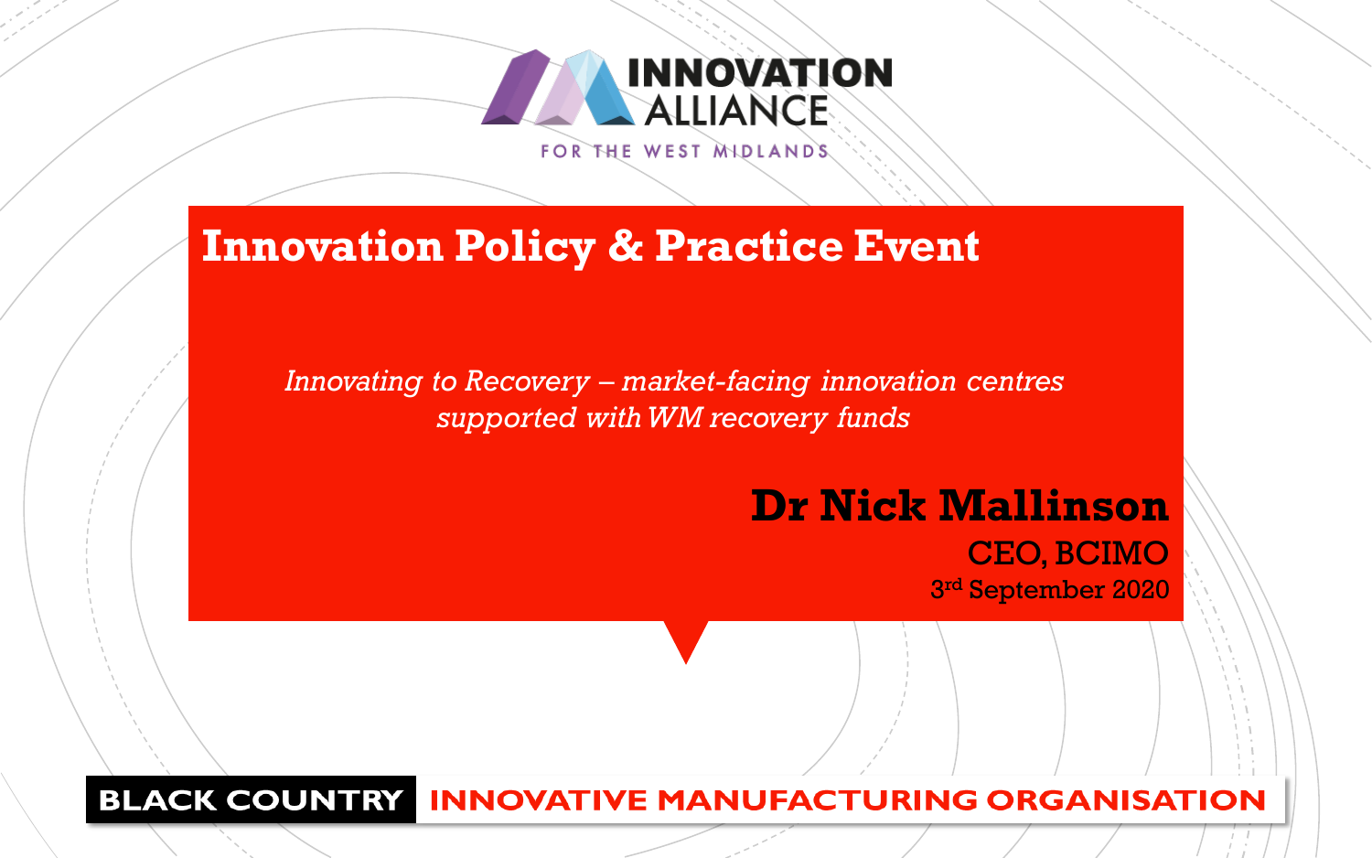INNOVATION ALLIANCE

FOR THE WEST MIDLANDS

# Innovation Policy & Practice Event

*Innovating to Recovery – market-facing innovation centres supported with WM recovery funds*

**Dr Nick Mallinson**

CEO, BCIMO

3rd September 2020

**BLACK COUNTRY** INNOVATIVE MANUFACTURING ORGANISATION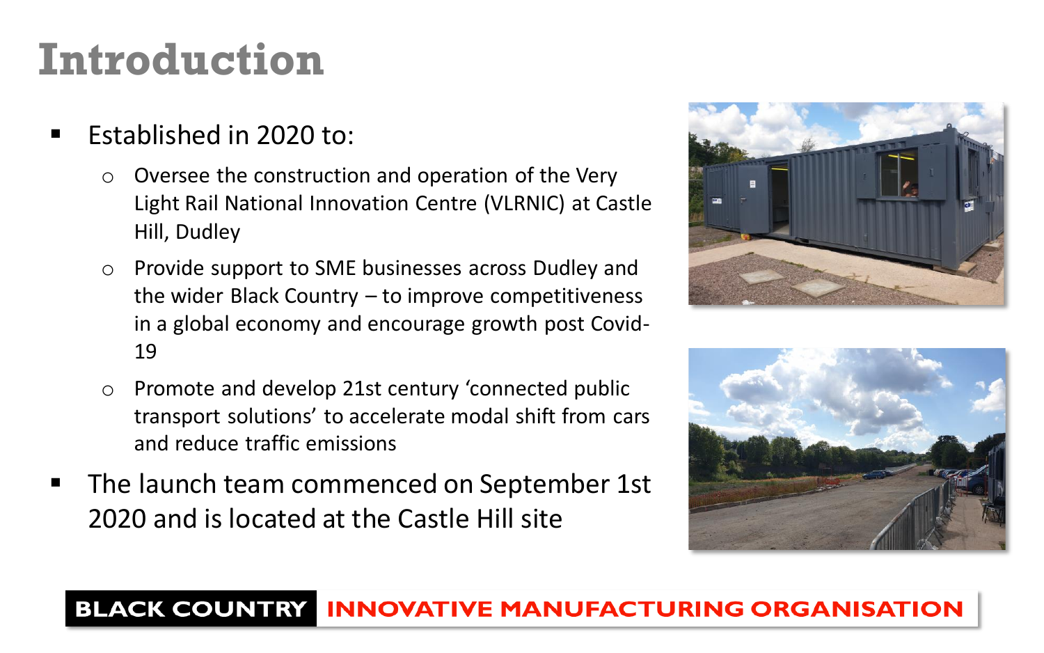# Introduction

- Established in 2020 to:
    - Oversee the construction and operation of the Very Light Rail National Innovation Centre (VLRNIC) at Castle Hill, Dudley
    - Provide support to SME businesses across Dudley and the wider Black Country – to improve competitiveness in a global economy and encourage growth post Covid-19
    - Promote and develop 21st century 'connected public transport solutions' to accelerate modal shift from cars and reduce traffic emissions
- The launch team commenced on September 1st 2020 and is located at the Castle Hill site

**BLACK COUNTRY INNOVATIVE MANUFACTURING ORGANISATION**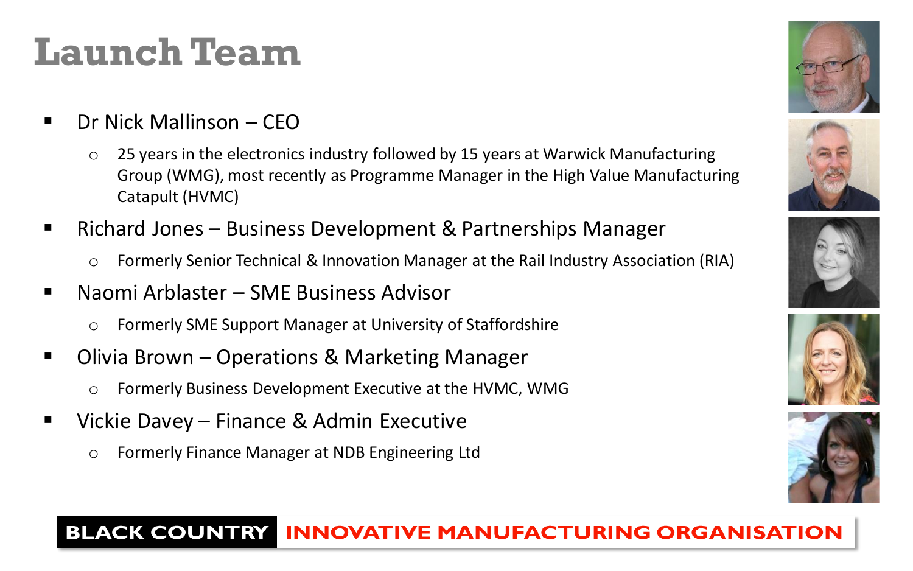# Launch Team

- Dr Nick Mallinson – CEO
  - 25 years in the electronics industry followed by 15 years at Warwick Manufacturing Group (WMG), most recently as Programme Manager in the High Value Manufacturing Catapult (HVMC)
- Richard Jones – Business Development & Partnerships Manager
  - Formerly Senior Technical & Innovation Manager at the Rail Industry Association (RIA)
- Naomi Arblaster – SME Business Advisor
  - Formerly SME Support Manager at University of Staffordshire
- Olivia Brown – Operations & Marketing Manager
  - Formerly Business Development Executive at the HVMC, WMG
- Vickie Davey – Finance & Admin Executive
  - Formerly Finance Manager at NDB Engineering Ltd

BLACK COUNTRY INNOVATIVE MANUFACTURING ORGANISATION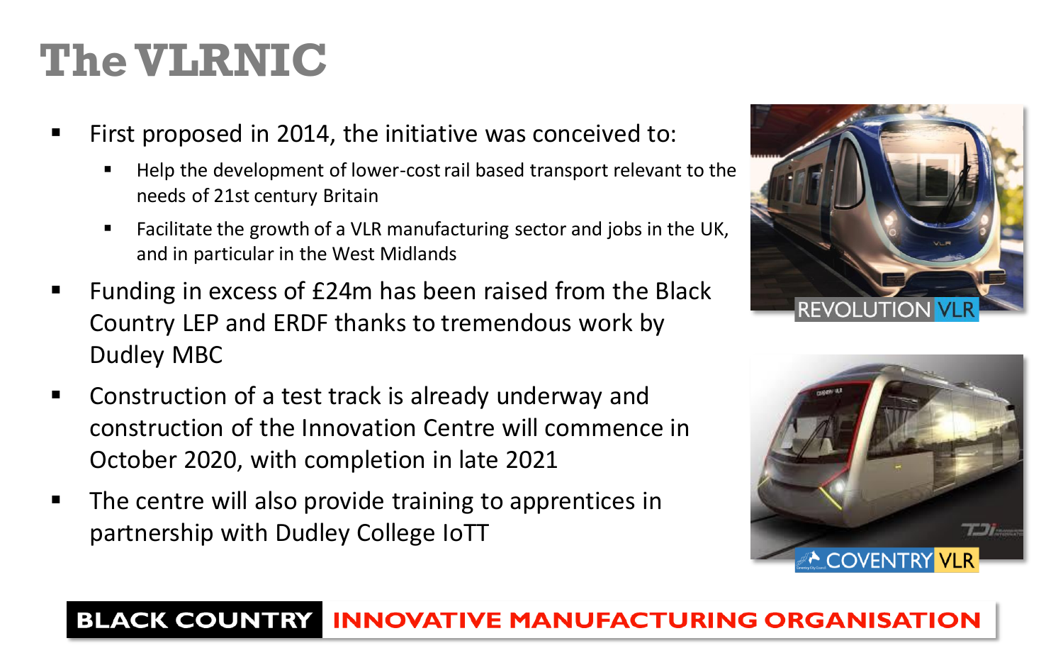# The VLRNIC

- First proposed in 2014, the initiative was conceived to:
  - Help the development of lower-cost rail based transport relevant to the needs of 21st century Britain
  - Facilitate the growth of a VLR manufacturing sector and jobs in the UK, and in particular in the West Midlands
- Funding in excess of £24m has been raised from the Black Country LEP and ERDF thanks to tremendous work by Dudley MBC
- Construction of a test track is already underway and construction of the Innovation Centre will commence in October 2020, with completion in late 2021
- The centre will also provide training to apprentices in partnership with Dudley College IoTT

REVOLUTION VLR

COVENTRY VLR

**BLACK COUNTRY INNOVATIVE MANUFACTURING ORGANISATION**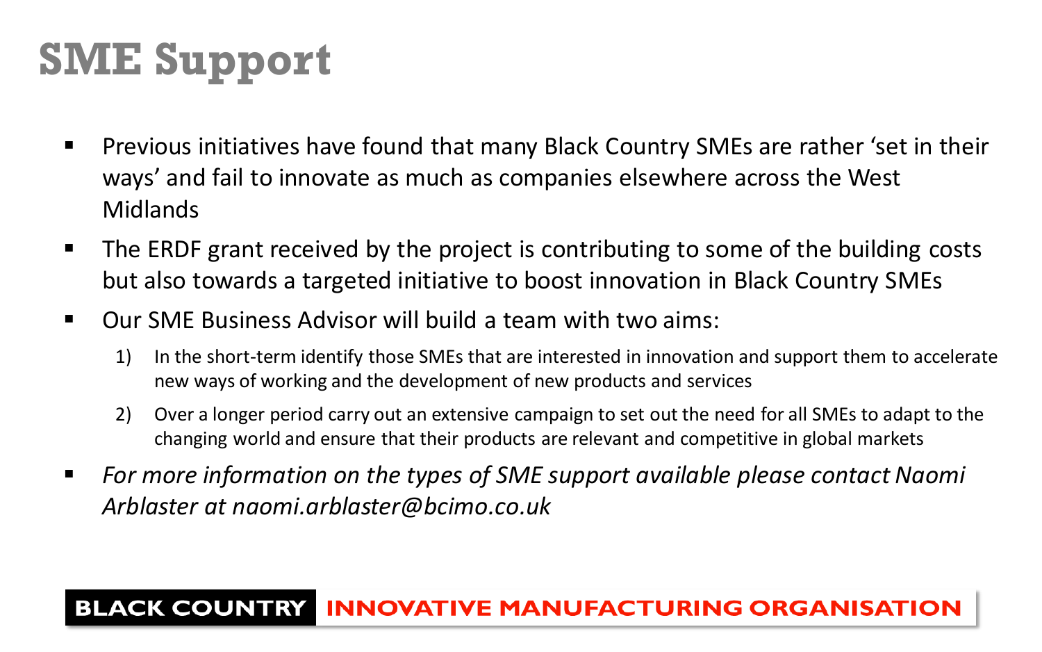# SME Support

- Previous initiatives have found that many Black Country SMEs are rather 'set in their ways' and fail to innovate as much as companies elsewhere across the West Midlands
- The ERDF grant received by the project is contributing to some of the building costs but also towards a targeted initiative to boost innovation in Black Country SMEs
- Our SME Business Advisor will build a team with two aims:
  1) In the short-term identify those SMEs that are interested in innovation and support them to accelerate new ways of working and the development of new products and services
  2) Over a longer period carry out an extensive campaign to set out the need for all SMEs to adapt to the changing world and ensure that their products are relevant and competitive in global markets
- *For more information on the types of SME support available please contact Naomi Arblaster at naomi.arblaster@bcimo.co.uk*

**BLACK COUNTRY INNOVATIVE MANUFACTURING ORGANISATION**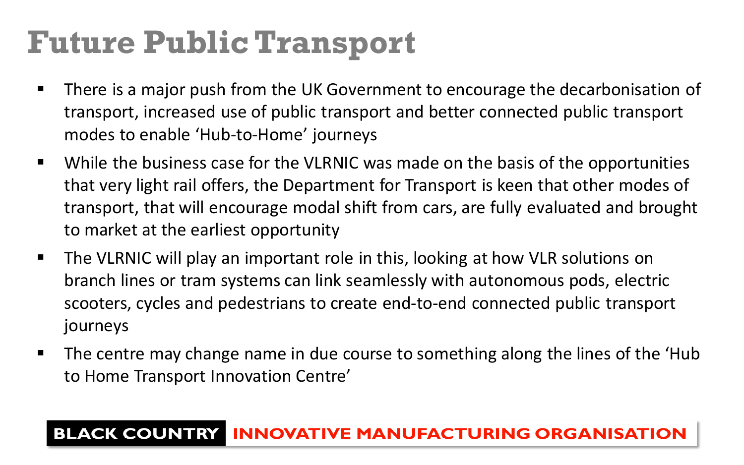# Future Public Transport

- There is a major push from the UK Government to encourage the decarbonisation of transport, increased use of public transport and better connected public transport modes to enable 'Hub-to-Home' journeys
- While the business case for the VLRNIC was made on the basis of the opportunities that very light rail offers, the Department for Transport is keen that other modes of transport, that will encourage modal shift from cars, are fully evaluated and brought to market at the earliest opportunity
- The VLRNIC will play an important role in this, looking at how VLR solutions on branch lines or tram systems can link seamlessly with autonomous pods, electric scooters, cycles and pedestrians to create end-to-end connected public transport journeys
- The centre may change name in due course to something along the lines of the 'Hub to Home Transport Innovation Centre'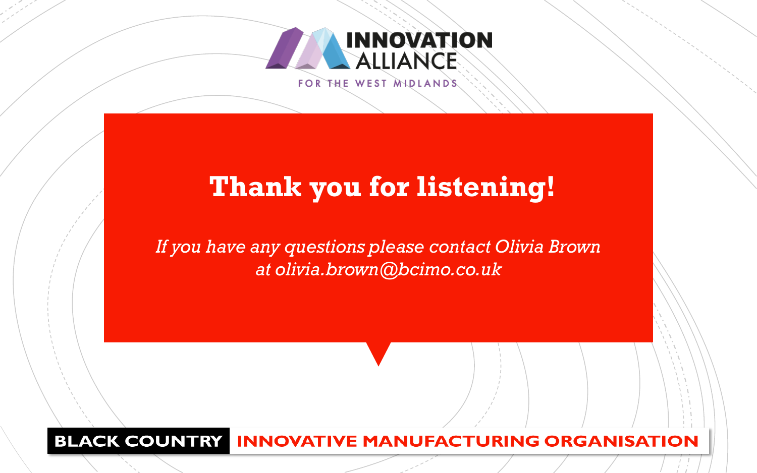INNOVATION ALLIANCE

FOR THE WEST MIDLANDS

# Thank you for listening!

*If you have any questions please contact Olivia Brown at olivia.brown@bcimo.co.uk*

BLACK COUNTRY INNOVATIVE MANUFACTURING ORGANISATION